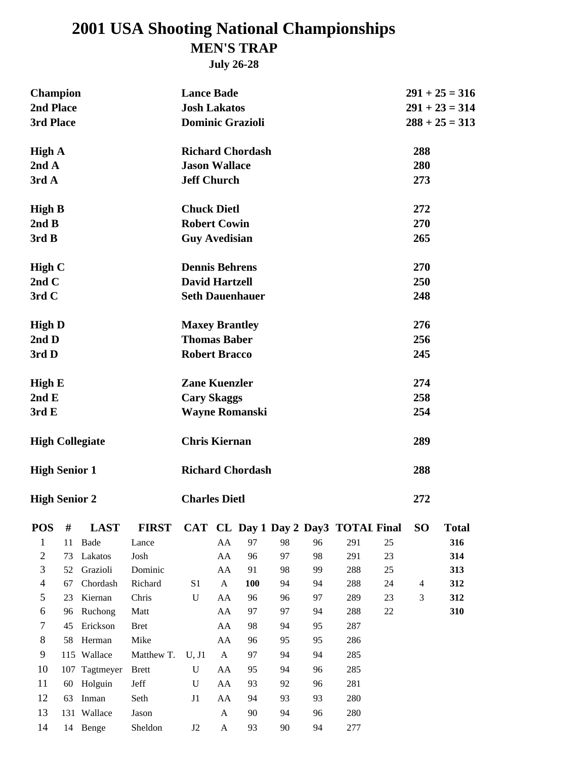# 2001 USA Shooting National Championships

## MEN'S TRAP

### July 26-28

| | | |
|---|---|---|
| **Champion** | **Lance Bade** | **291 + 25 = 316** |
| **2nd Place** | **Josh Lakatos** | **291 + 23 = 314** |
| **3rd Place** | **Dominic Grazioli** | **288 + 25 = 313** |
| | | |
| **High A** | **Richard Chordash** | **288** |
| **2nd A** | **Jason Wallace** | **280** |
| **3rd A** | **Jeff Church** | **273** |
| | | |
| **High B** | **Chuck Dietl** | **272** |
| **2nd B** | **Robert Cowin** | **270** |
| **3rd B** | **Guy Avedisian** | **265** |
| | | |
| **High C** | **Dennis Behrens** | **270** |
| **2nd C** | **David Hartzell** | **250** |
| **3rd C** | **Seth Dauenhauer** | **248** |
| | | |
| **High D** | **Maxey Brantley** | **276** |
| **2nd D** | **Thomas Baber** | **256** |
| **3rd D** | **Robert Bracco** | **245** |
| | | |
| **High E** | **Zane Kuenzler** | **274** |
| **2nd E** | **Cary Skaggs** | **258** |
| **3rd E** | **Wayne Romanski** | **254** |
| | | |
| **High Collegiate** | **Chris Kiernan** | **289** |
| | | |
| **High Senior 1** | **Richard Chordash** | **288** |
| | | |
| **High Senior 2** | **Charles Dietl** | **272** |

| POS | # | LAST | FIRST | CAT | CL | Day 1 | Day 2 | Day3 | TOTAL | Final | SO | Total |
|---|---|---|---|---|---|---|---|---|---|---|---|---|
| 1 | 11 | Bade | Lance | | AA | 97 | 98 | 96 | 291 | 25 | | **316** |
| 2 | 73 | Lakatos | Josh | | AA | 96 | 97 | 98 | 291 | 23 | | **314** |
| 3 | 52 | Grazioli | Dominic | | AA | 91 | 98 | 99 | 288 | 25 | | **313** |
| 4 | 67 | Chordash | Richard | S1 | A | **100** | 94 | 94 | 288 | 24 | 4 | **312** |
| 5 | 23 | Kiernan | Chris | U | AA | 96 | 96 | 97 | 289 | 23 | 3 | **312** |
| 6 | 96 | Ruchong | Matt | | AA | 97 | 97 | 94 | 288 | 22 | | **310** |
| 7 | 45 | Erickson | Bret | | AA | 98 | 94 | 95 | 287 | | | |
| 8 | 58 | Herman | Mike | | AA | 96 | 95 | 95 | 286 | | | |
| 9 | 115 | Wallace | Matthew T. | U, J1 | A | 97 | 94 | 94 | 285 | | | |
| 10 | 107 | Tagtmeyer | Brett | U | AA | 95 | 94 | 96 | 285 | | | |
| 11 | 60 | Holguin | Jeff | U | AA | 93 | 92 | 96 | 281 | | | |
| 12 | 63 | Inman | Seth | J1 | AA | 94 | 93 | 93 | 280 | | | |
| 13 | 131 | Wallace | Jason | | A | 90 | 94 | 96 | 280 | | | |
| 14 | 14 | Benge | Sheldon | J2 | A | 93 | 90 | 94 | 277 | | | |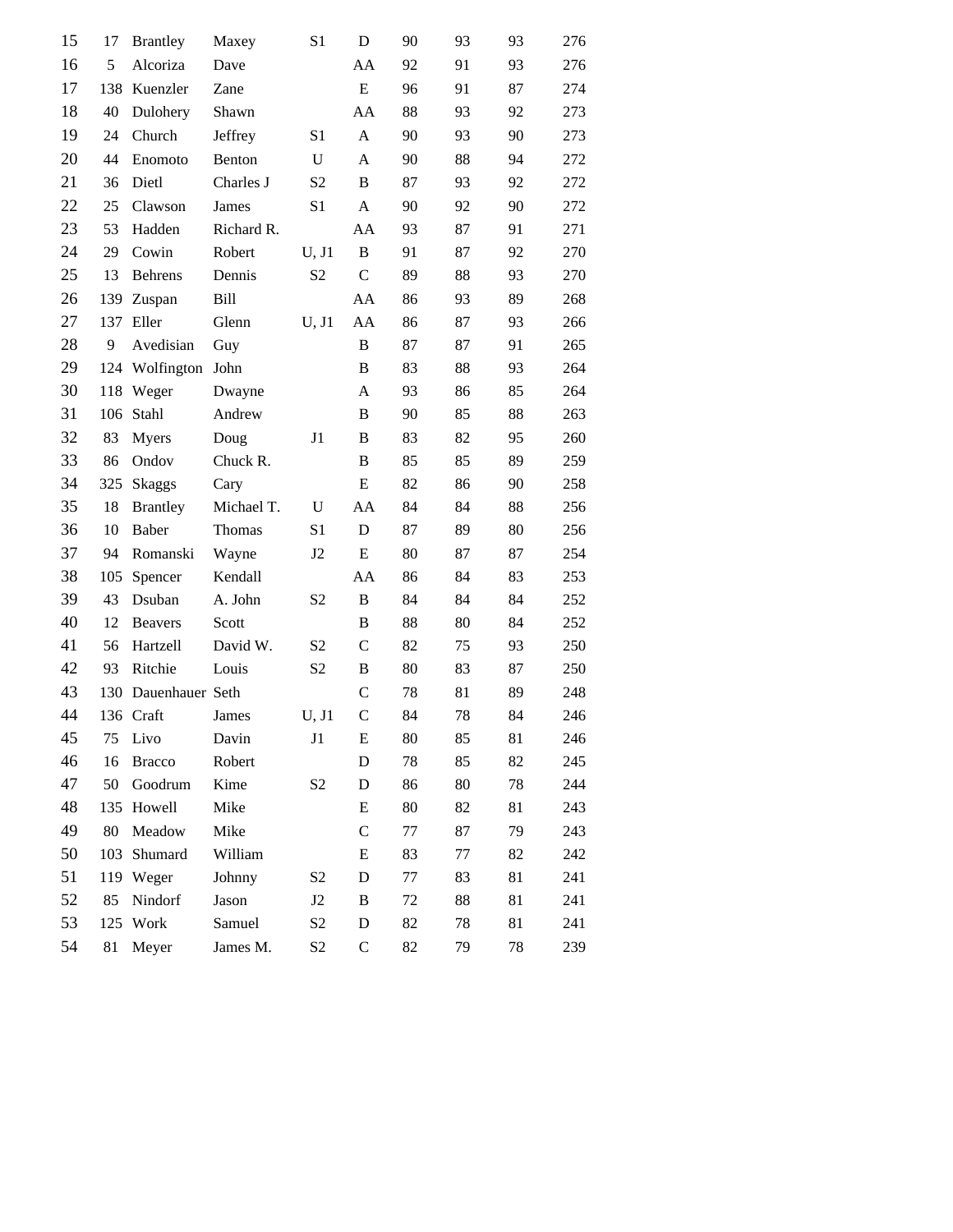| | | | | | | | | | |
|---|---|---|---|---|---|---|---|---|---|
| 15 | 17 | Brantley | Maxey | S1 | D | 90 | 93 | 93 | 276 |
| 16 | 5 | Alcoriza | Dave | | AA | 92 | 91 | 93 | 276 |
| 17 | 138 | Kuenzler | Zane | | E | 96 | 91 | 87 | 274 |
| 18 | 40 | Dulohery | Shawn | | AA | 88 | 93 | 92 | 273 |
| 19 | 24 | Church | Jeffrey | S1 | A | 90 | 93 | 90 | 273 |
| 20 | 44 | Enomoto | Benton | U | A | 90 | 88 | 94 | 272 |
| 21 | 36 | Dietl | Charles J | S2 | B | 87 | 93 | 92 | 272 |
| 22 | 25 | Clawson | James | S1 | A | 90 | 92 | 90 | 272 |
| 23 | 53 | Hadden | Richard R. | | AA | 93 | 87 | 91 | 271 |
| 24 | 29 | Cowin | Robert | U, J1 | B | 91 | 87 | 92 | 270 |
| 25 | 13 | Behrens | Dennis | S2 | C | 89 | 88 | 93 | 270 |
| 26 | 139 | Zuspan | Bill | | AA | 86 | 93 | 89 | 268 |
| 27 | 137 | Eller | Glenn | U, J1 | AA | 86 | 87 | 93 | 266 |
| 28 | 9 | Avedisian | Guy | | B | 87 | 87 | 91 | 265 |
| 29 | 124 | Wolfington | John | | B | 83 | 88 | 93 | 264 |
| 30 | 118 | Weger | Dwayne | | A | 93 | 86 | 85 | 264 |
| 31 | 106 | Stahl | Andrew | | B | 90 | 85 | 88 | 263 |
| 32 | 83 | Myers | Doug | J1 | B | 83 | 82 | 95 | 260 |
| 33 | 86 | Ondov | Chuck R. | | B | 85 | 85 | 89 | 259 |
| 34 | 325 | Skaggs | Cary | | E | 82 | 86 | 90 | 258 |
| 35 | 18 | Brantley | Michael T. | U | AA | 84 | 84 | 88 | 256 |
| 36 | 10 | Baber | Thomas | S1 | D | 87 | 89 | 80 | 256 |
| 37 | 94 | Romanski | Wayne | J2 | E | 80 | 87 | 87 | 254 |
| 38 | 105 | Spencer | Kendall | | AA | 86 | 84 | 83 | 253 |
| 39 | 43 | Dsuban | A. John | S2 | B | 84 | 84 | 84 | 252 |
| 40 | 12 | Beavers | Scott | | B | 88 | 80 | 84 | 252 |
| 41 | 56 | Hartzell | David W. | S2 | C | 82 | 75 | 93 | 250 |
| 42 | 93 | Ritchie | Louis | S2 | B | 80 | 83 | 87 | 250 |
| 43 | 130 | Dauenhauer | Seth | | C | 78 | 81 | 89 | 248 |
| 44 | 136 | Craft | James | U, J1 | C | 84 | 78 | 84 | 246 |
| 45 | 75 | Livo | Davin | J1 | E | 80 | 85 | 81 | 246 |
| 46 | 16 | Bracco | Robert | | D | 78 | 85 | 82 | 245 |
| 47 | 50 | Goodrum | Kime | S2 | D | 86 | 80 | 78 | 244 |
| 48 | 135 | Howell | Mike | | E | 80 | 82 | 81 | 243 |
| 49 | 80 | Meadow | Mike | | C | 77 | 87 | 79 | 243 |
| 50 | 103 | Shumard | William | | E | 83 | 77 | 82 | 242 |
| 51 | 119 | Weger | Johnny | S2 | D | 77 | 83 | 81 | 241 |
| 52 | 85 | Nindorf | Jason | J2 | B | 72 | 88 | 81 | 241 |
| 53 | 125 | Work | Samuel | S2 | D | 82 | 78 | 81 | 241 |
| 54 | 81 | Meyer | James M. | S2 | C | 82 | 79 | 78 | 239 |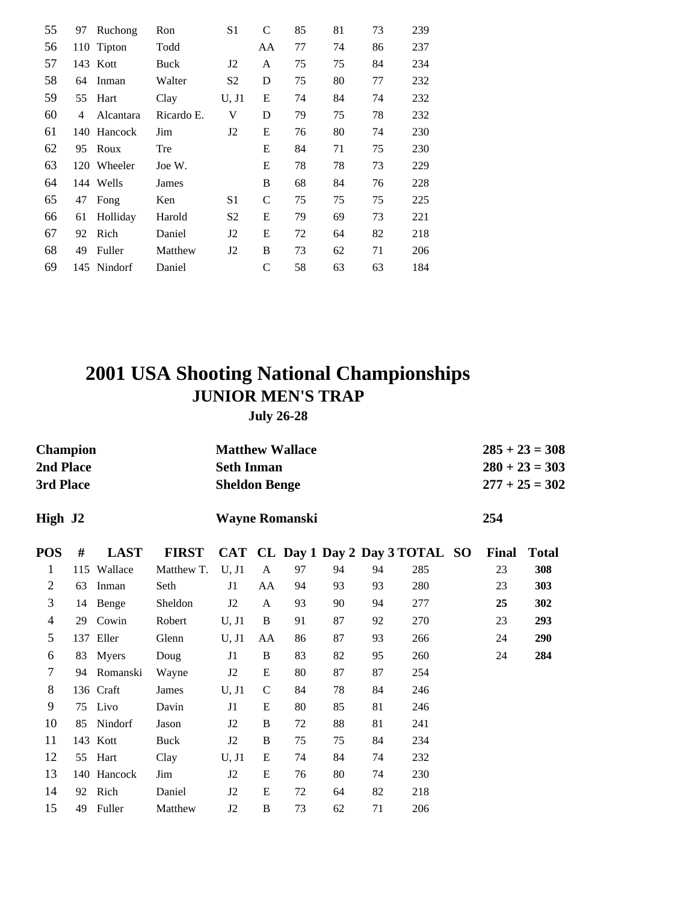| | | | | | | | | | |
|---|---|---|---|---|---|---|---|---|---|
| 55 | 97 | Ruchong | Ron | S1 | C | 85 | 81 | 73 | 239 |
| 56 | 110 | Tipton | Todd | | AA | 77 | 74 | 86 | 237 |
| 57 | 143 | Kott | Buck | J2 | A | 75 | 75 | 84 | 234 |
| 58 | 64 | Inman | Walter | S2 | D | 75 | 80 | 77 | 232 |
| 59 | 55 | Hart | Clay | U, J1 | E | 74 | 84 | 74 | 232 |
| 60 | 4 | Alcantara | Ricardo E. | V | D | 79 | 75 | 78 | 232 |
| 61 | 140 | Hancock | Jim | J2 | E | 76 | 80 | 74 | 230 |
| 62 | 95 | Roux | Tre | | E | 84 | 71 | 75 | 230 |
| 63 | 120 | Wheeler | Joe W. | | E | 78 | 78 | 73 | 229 |
| 64 | 144 | Wells | James | | B | 68 | 84 | 76 | 228 |
| 65 | 47 | Fong | Ken | S1 | C | 75 | 75 | 75 | 225 |
| 66 | 61 | Holliday | Harold | S2 | E | 79 | 69 | 73 | 221 |
| 67 | 92 | Rich | Daniel | J2 | E | 72 | 64 | 82 | 218 |
| 68 | 49 | Fuller | Matthew | J2 | B | 73 | 62 | 71 | 206 |
| 69 | 145 | Nindorf | Daniel | | C | 58 | 63 | 63 | 184 |

# 2001 USA Shooting National Championships

## JUNIOR MEN'S TRAP

### July 26-28

| | | |
|---|---|---|
| **Champion** | **Matthew Wallace** | **285 + 23 = 308** |
| **2nd Place** | **Seth Inman** | **280 + 23 = 303** |
| **3rd Place** | **Sheldon Benge** | **277 + 25 = 302** |
| **High J2** | **Wayne Romanski** | **254** |

| POS | # | LAST | FIRST | CAT | CL | Day 1 | Day 2 | Day 3 | TOTAL | SO | Final | Total |
|---|---|---|---|---|---|---|---|---|---|---|---|---|
| 1 | 115 | Wallace | Matthew T. | U, J1 | A | 97 | 94 | 94 | 285 | | 23 | **308** |
| 2 | 63 | Inman | Seth | J1 | AA | 94 | 93 | 93 | 280 | | 23 | **303** |
| 3 | 14 | Benge | Sheldon | J2 | A | 93 | 90 | 94 | 277 | | **25** | **302** |
| 4 | 29 | Cowin | Robert | U, J1 | B | 91 | 87 | 92 | 270 | | 23 | **293** |
| 5 | 137 | Eller | Glenn | U, J1 | AA | 86 | 87 | 93 | 266 | | 24 | **290** |
| 6 | 83 | Myers | Doug | J1 | B | 83 | 82 | 95 | 260 | | 24 | **284** |
| 7 | 94 | Romanski | Wayne | J2 | E | 80 | 87 | 87 | 254 | | | |
| 8 | 136 | Craft | James | U, J1 | C | 84 | 78 | 84 | 246 | | | |
| 9 | 75 | Livo | Davin | J1 | E | 80 | 85 | 81 | 246 | | | |
| 10 | 85 | Nindorf | Jason | J2 | B | 72 | 88 | 81 | 241 | | | |
| 11 | 143 | Kott | Buck | J2 | B | 75 | 75 | 84 | 234 | | | |
| 12 | 55 | Hart | Clay | U, J1 | E | 74 | 84 | 74 | 232 | | | |
| 13 | 140 | Hancock | Jim | J2 | E | 76 | 80 | 74 | 230 | | | |
| 14 | 92 | Rich | Daniel | J2 | E | 72 | 64 | 82 | 218 | | | |
| 15 | 49 | Fuller | Matthew | J2 | B | 73 | 62 | 71 | 206 | | | |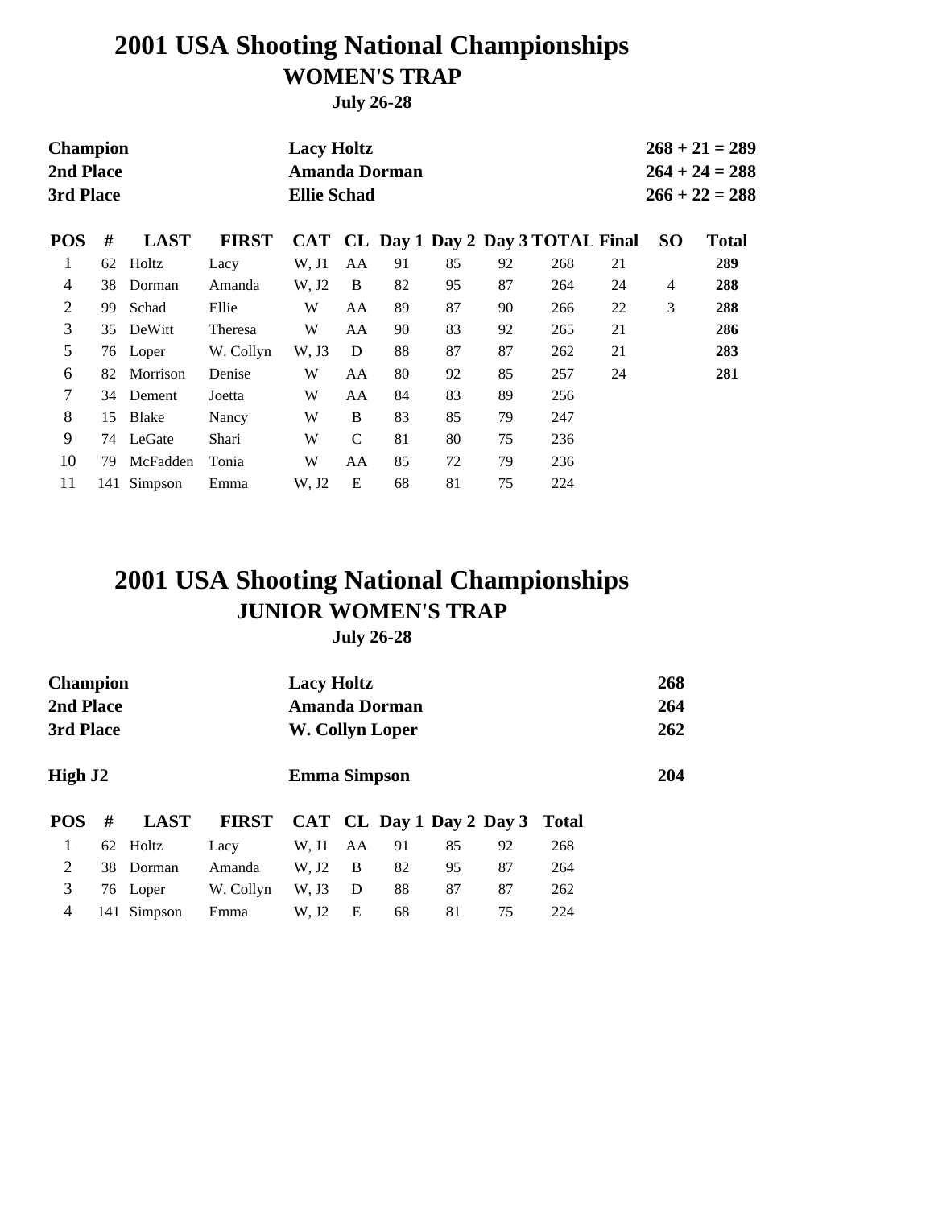# 2001 USA Shooting National Championships

## WOMEN'S TRAP

**July 26-28**

| | | |
|---|---|---|
| **Champion** | **Lacy Holtz** | **268 + 21 = 289** |
| **2nd Place** | **Amanda Dorman** | **264 + 24 = 288** |
| **3rd Place** | **Ellie Schad** | **266 + 22 = 288** |

| POS | # | LAST | FIRST | CAT | CL | Day 1 | Day 2 | Day 3 | TOTAL | Final | SO | Total |
|---|---|---|---|---|---|---|---|---|---|---|---|---|
| 1 | 62 | Holtz | Lacy | W, J1 | AA | 91 | 85 | 92 | 268 | 21 | | **289** |
| 4 | 38 | Dorman | Amanda | W, J2 | B | 82 | 95 | 87 | 264 | 24 | 4 | **288** |
| 2 | 99 | Schad | Ellie | W | AA | 89 | 87 | 90 | 266 | 22 | 3 | **288** |
| 3 | 35 | DeWitt | Theresa | W | AA | 90 | 83 | 92 | 265 | 21 | | **286** |
| 5 | 76 | Loper | W. Collyn | W, J3 | D | 88 | 87 | 87 | 262 | 21 | | **283** |
| 6 | 82 | Morrison | Denise | W | AA | 80 | 92 | 85 | 257 | 24 | | **281** |
| 7 | 34 | Dement | Joetta | W | AA | 84 | 83 | 89 | 256 | | | |
| 8 | 15 | Blake | Nancy | W | B | 83 | 85 | 79 | 247 | | | |
| 9 | 74 | LeGate | Shari | W | C | 81 | 80 | 75 | 236 | | | |
| 10 | 79 | McFadden | Tonia | W | AA | 85 | 72 | 79 | 236 | | | |
| 11 | 141 | Simpson | Emma | W, J2 | E | 68 | 81 | 75 | 224 | | | |

# 2001 USA Shooting National Championships

## JUNIOR WOMEN'S TRAP

**July 26-28**

| | | |
|---|---|---|
| **Champion** | **Lacy Holtz** | **268** |
| **2nd Place** | **Amanda Dorman** | **264** |
| **3rd Place** | **W. Collyn Loper** | **262** |
| | | |
| **High J2** | **Emma Simpson** | **204** |

| POS | # | LAST | FIRST | CAT | CL | Day 1 | Day 2 | Day 3 | Total |
|---|---|---|---|---|---|---|---|---|---|
| 1 | 62 | Holtz | Lacy | W, J1 | AA | 91 | 85 | 92 | 268 |
| 2 | 38 | Dorman | Amanda | W, J2 | B | 82 | 95 | 87 | 264 |
| 3 | 76 | Loper | W. Collyn | W, J3 | D | 88 | 87 | 87 | 262 |
| 4 | 141 | Simpson | Emma | W, J2 | E | 68 | 81 | 75 | 224 |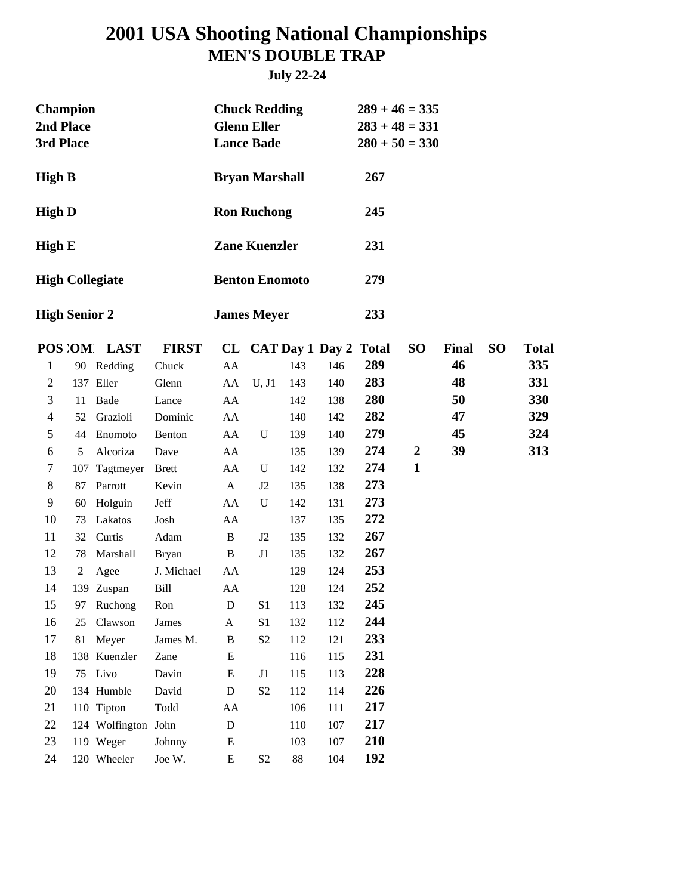# 2001 USA Shooting National Championships

## MEN'S DOUBLE TRAP

### July 22-24

| | | |
|---|---|---|
| **Champion** | **Chuck Redding** | **289 + 46 = 335** |
| **2nd Place** | **Glenn Eller** | **283 + 48 = 331** |
| **3rd Place** | **Lance Bade** | **280 + 50 = 330** |
| **High B** | **Bryan Marshall** | **267** |
| **High D** | **Ron Ruchong** | **245** |
| **High E** | **Zane Kuenzler** | **231** |
| **High Collegiate** | **Benton Enomoto** | **279** |
| **High Senior 2** | **James Meyer** | **233** |

| POS | COMP | LAST | FIRST | CL | CAT | Day 1 | Day 2 | Total | SO | Final | SO | Total |
|---|---|---|---|---|---|---|---|---|---|---|---|---|
| 1 | 90 | Redding | Chuck | AA | | 143 | 146 | **289** | | **46** | | **335** |
| 2 | 137 | Eller | Glenn | AA | U, J1 | 143 | 140 | **283** | | **48** | | **331** |
| 3 | 11 | Bade | Lance | AA | | 142 | 138 | **280** | | **50** | | **330** |
| 4 | 52 | Grazioli | Dominic | AA | | 140 | 142 | **282** | | **47** | | **329** |
| 5 | 44 | Enomoto | Benton | AA | U | 139 | 140 | **279** | | **45** | | **324** |
| 6 | 5 | Alcoriza | Dave | AA | | 135 | 139 | **274** | **2** | **39** | | **313** |
| 7 | 107 | Tagtmeyer | Brett | AA | U | 142 | 132 | **274** | **1** | | | |
| 8 | 87 | Parrott | Kevin | A | J2 | 135 | 138 | **273** | | | | |
| 9 | 60 | Holguin | Jeff | AA | U | 142 | 131 | **273** | | | | |
| 10 | 73 | Lakatos | Josh | AA | | 137 | 135 | **272** | | | | |
| 11 | 32 | Curtis | Adam | B | J2 | 135 | 132 | **267** | | | | |
| 12 | 78 | Marshall | Bryan | B | J1 | 135 | 132 | **267** | | | | |
| 13 | 2 | Agee | J. Michael | AA | | 129 | 124 | **253** | | | | |
| 14 | 139 | Zuspan | Bill | AA | | 128 | 124 | **252** | | | | |
| 15 | 97 | Ruchong | Ron | D | S1 | 113 | 132 | **245** | | | | |
| 16 | 25 | Clawson | James | A | S1 | 132 | 112 | **244** | | | | |
| 17 | 81 | Meyer | James M. | B | S2 | 112 | 121 | **233** | | | | |
| 18 | 138 | Kuenzler | Zane | E | | 116 | 115 | **231** | | | | |
| 19 | 75 | Livo | Davin | E | J1 | 115 | 113 | **228** | | | | |
| 20 | 134 | Humble | David | D | S2 | 112 | 114 | **226** | | | | |
| 21 | 110 | Tipton | Todd | AA | | 106 | 111 | **217** | | | | |
| 22 | 124 | Wolfington | John | D | | 110 | 107 | **217** | | | | |
| 23 | 119 | Weger | Johnny | E | | 103 | 107 | **210** | | | | |
| 24 | 120 | Wheeler | Joe W. | E | S2 | 88 | 104 | **192** | | | | |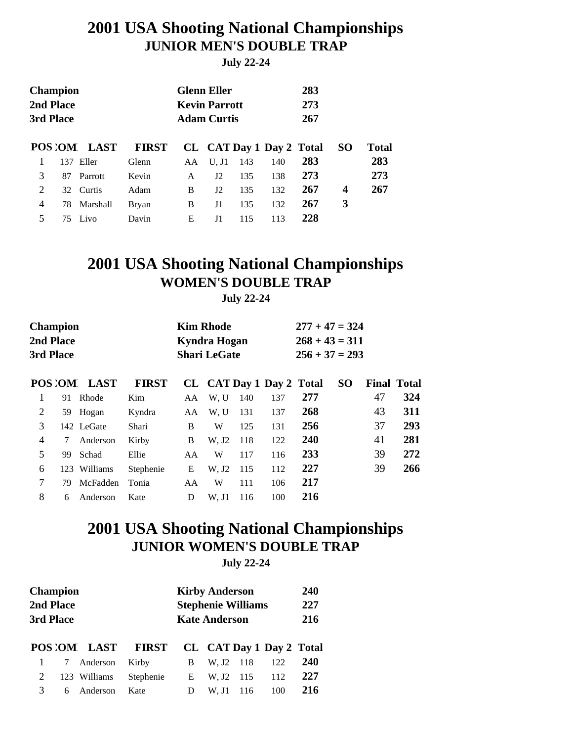# 2001 USA Shooting National Championships
## JUNIOR MEN'S DOUBLE TRAP
**July 22-24**

| | | |
|---|---|---|
| **Champion** | **Glenn Eller** | **283** |
| **2nd Place** | **Kevin Parrott** | **273** |
| **3rd Place** | **Adam Curtis** | **267** |

| POS | COMP | LAST | FIRST | CL | CAT | Day 1 | Day 2 | Total | SO | Total |
|---|---|---|---|---|---|---|---|---|---|---|
| 1 | 137 | Eller | Glenn | AA | U, J1 | 143 | 140 | **283** | | **283** |
| 3 | 87 | Parrott | Kevin | A | J2 | 135 | 138 | **273** | | **273** |
| 2 | 32 | Curtis | Adam | B | J2 | 135 | 132 | **267** | **4** | **267** |
| 4 | 78 | Marshall | Bryan | B | J1 | 135 | 132 | **267** | **3** | |
| 5 | 75 | Livo | Davin | E | J1 | 115 | 113 | **228** | | |

# 2001 USA Shooting National Championships
## WOMEN'S DOUBLE TRAP
**July 22-24**

| | | |
|---|---|---|
| **Champion** | **Kim Rhode** | **277 + 47 = 324** |
| **2nd Place** | **Kyndra Hogan** | **268 + 43 = 311** |
| **3rd Place** | **Shari LeGate** | **256 + 37 = 293** |

| POS | COMP | LAST | FIRST | CL | CAT | Day 1 | Day 2 | Total | SO | Final | Total |
|---|---|---|---|---|---|---|---|---|---|---|---|
| 1 | 91 | Rhode | Kim | AA | W, U | 140 | 137 | **277** | | 47 | **324** |
| 2 | 59 | Hogan | Kyndra | AA | W, U | 131 | 137 | **268** | | 43 | **311** |
| 3 | 142 | LeGate | Shari | B | W | 125 | 131 | **256** | | 37 | **293** |
| 4 | 7 | Anderson | Kirby | B | W, J2 | 118 | 122 | **240** | | 41 | **281** |
| 5 | 99 | Schad | Ellie | AA | W | 117 | 116 | **233** | | 39 | **272** |
| 6 | 123 | Williams | Stephenie | E | W, J2 | 115 | 112 | **227** | | 39 | **266** |
| 7 | 79 | McFadden | Tonia | AA | W | 111 | 106 | **217** | | | |
| 8 | 6 | Anderson | Kate | D | W, J1 | 116 | 100 | **216** | | | |

# 2001 USA Shooting National Championships
## JUNIOR WOMEN'S DOUBLE TRAP
**July 22-24**

| | | |
|---|---|---|
| **Champion** | **Kirby Anderson** | **240** |
| **2nd Place** | **Stephenie Williams** | **227** |
| **3rd Place** | **Kate Anderson** | **216** |

| POS | COMP | LAST | FIRST | CL | CAT | Day 1 | Day 2 | Total |
|---|---|---|---|---|---|---|---|---|
| 1 | 7 | Anderson | Kirby | B | W, J2 | 118 | 122 | **240** |
| 2 | 123 | Williams | Stephenie | E | W, J2 | 115 | 112 | **227** |
| 3 | 6 | Anderson | Kate | D | W, J1 | 116 | 100 | **216** |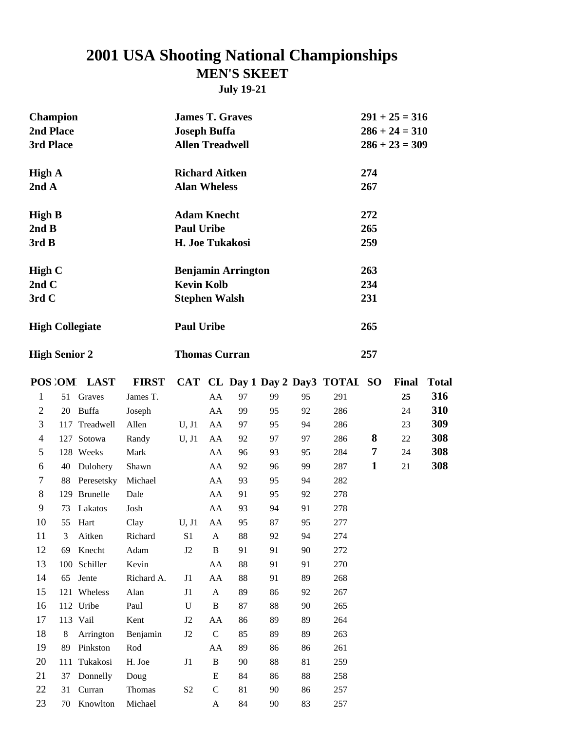# 2001 USA Shooting National Championships

## MEN'S SKEET

### July 19-21

| | | |
|---|---|---|
| **Champion** | **James T. Graves** | **291 + 25 = 316** |
| **2nd Place** | **Joseph Buffa** | **286 + 24 = 310** |
| **3rd Place** | **Allen Treadwell** | **286 + 23 = 309** |
| | | |
| **High A** | **Richard Aitken** | **274** |
| **2nd A** | **Alan Wheless** | **267** |
| | | |
| **High B** | **Adam Knecht** | **272** |
| **2nd B** | **Paul Uribe** | **265** |
| **3rd B** | **H. Joe Tukakosi** | **259** |
| | | |
| **High C** | **Benjamin Arrington** | **263** |
| **2nd C** | **Kevin Kolb** | **234** |
| **3rd C** | **Stephen Walsh** | **231** |
| | | |
| **High Collegiate** | **Paul Uribe** | **265** |
| | | |
| **High Senior 2** | **Thomas Curran** | **257** |

| POS | COMP | LAST | FIRST | CAT | CL | Day 1 | Day 2 | Day3 | TOTAL | SO | Final | Total |
|---|---|---|---|---|---|---|---|---|---|---|---|---|
| 1 | 51 | Graves | James T. | | AA | 97 | 99 | 95 | 291 | | 25 | **316** |
| 2 | 20 | Buffa | Joseph | | AA | 99 | 95 | 92 | 286 | | 24 | **310** |
| 3 | 117 | Treadwell | Allen | U, J1 | AA | 97 | 95 | 94 | 286 | | 23 | **309** |
| 4 | 127 | Sotowa | Randy | U, J1 | AA | 92 | 97 | 97 | 286 | **8** | 22 | **308** |
| 5 | 128 | Weeks | Mark | | AA | 96 | 93 | 95 | 284 | **7** | 24 | **308** |
| 6 | 40 | Dulohery | Shawn | | AA | 92 | 96 | 99 | 287 | **1** | 21 | **308** |
| 7 | 88 | Peresetsky | Michael | | AA | 93 | 95 | 94 | 282 | | | |
| 8 | 129 | Brunelle | Dale | | AA | 91 | 95 | 92 | 278 | | | |
| 9 | 73 | Lakatos | Josh | | AA | 93 | 94 | 91 | 278 | | | |
| 10 | 55 | Hart | Clay | U, J1 | AA | 95 | 87 | 95 | 277 | | | |
| 11 | 3 | Aitken | Richard | S1 | A | 88 | 92 | 94 | 274 | | | |
| 12 | 69 | Knecht | Adam | J2 | B | 91 | 91 | 90 | 272 | | | |
| 13 | 100 | Schiller | Kevin | | AA | 88 | 91 | 91 | 270 | | | |
| 14 | 65 | Jente | Richard A. | J1 | AA | 88 | 91 | 89 | 268 | | | |
| 15 | 121 | Wheless | Alan | J1 | A | 89 | 86 | 92 | 267 | | | |
| 16 | 112 | Uribe | Paul | U | B | 87 | 88 | 90 | 265 | | | |
| 17 | 113 | Vail | Kent | J2 | AA | 86 | 89 | 89 | 264 | | | |
| 18 | 8 | Arrington | Benjamin | J2 | C | 85 | 89 | 89 | 263 | | | |
| 19 | 89 | Pinkston | Rod | | AA | 89 | 86 | 86 | 261 | | | |
| 20 | 111 | Tukakosi | H. Joe | J1 | B | 90 | 88 | 81 | 259 | | | |
| 21 | 37 | Donnelly | Doug | | E | 84 | 86 | 88 | 258 | | | |
| 22 | 31 | Curran | Thomas | S2 | C | 81 | 90 | 86 | 257 | | | |
| 23 | 70 | Knowlton | Michael | | A | 84 | 90 | 83 | 257 | | | |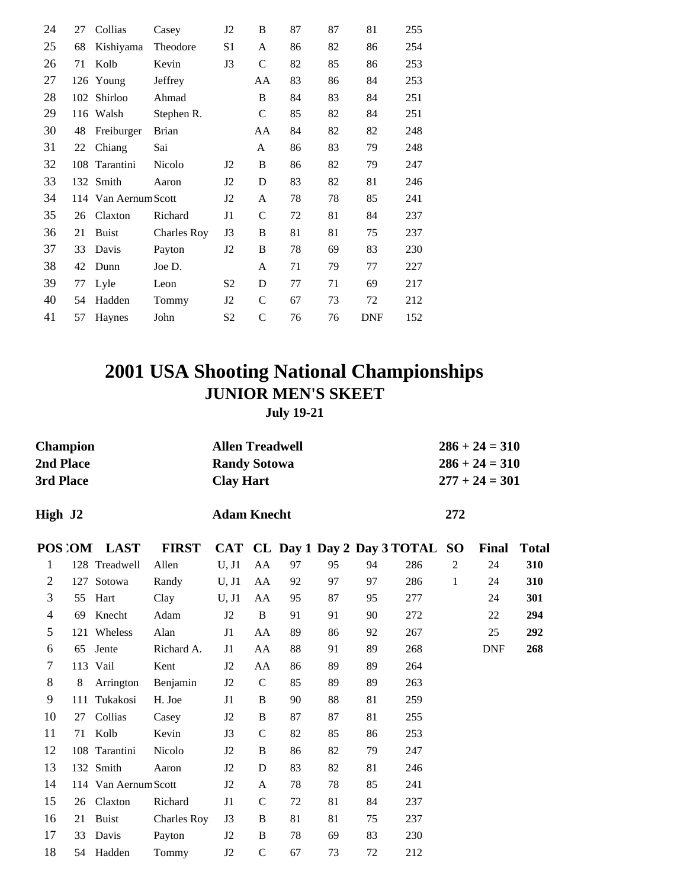| 24 | 27 | Collias | Casey | J2 | B | 87 | 87 | 81 | 255 |
|---|---|---|---|---|---|---|---|---|---|
| 25 | 68 | Kishiyama | Theodore | S1 | A | 86 | 82 | 86 | 254 |
| 26 | 71 | Kolb | Kevin | J3 | C | 82 | 85 | 86 | 253 |
| 27 | 126 | Young | Jeffrey | | AA | 83 | 86 | 84 | 253 |
| 28 | 102 | Shirloo | Ahmad | | B | 84 | 83 | 84 | 251 |
| 29 | 116 | Walsh | Stephen R. | | C | 85 | 82 | 84 | 251 |
| 30 | 48 | Freiburger | Brian | | AA | 84 | 82 | 82 | 248 |
| 31 | 22 | Chiang | Sai | | A | 86 | 83 | 79 | 248 |
| 32 | 108 | Tarantini | Nicolo | J2 | B | 86 | 82 | 79 | 247 |
| 33 | 132 | Smith | Aaron | J2 | D | 83 | 82 | 81 | 246 |
| 34 | 114 | Van Aernum | Scott | J2 | A | 78 | 78 | 85 | 241 |
| 35 | 26 | Claxton | Richard | J1 | C | 72 | 81 | 84 | 237 |
| 36 | 21 | Buist | Charles Roy | J3 | B | 81 | 81 | 75 | 237 |
| 37 | 33 | Davis | Payton | J2 | B | 78 | 69 | 83 | 230 |
| 38 | 42 | Dunn | Joe D. | | A | 71 | 79 | 77 | 227 |
| 39 | 77 | Lyle | Leon | S2 | D | 77 | 71 | 69 | 217 |
| 40 | 54 | Hadden | Tommy | J2 | C | 67 | 73 | 72 | 212 |
| 41 | 57 | Haynes | John | S2 | C | 76 | 76 | DNF | 152 |

# 2001 USA Shooting National Championships

## JUNIOR MEN'S SKEET

### July 19-21

| | | |
|---|---|---|
| **Champion** | **Allen Treadwell** | **286 + 24 = 310** |
| **2nd Place** | **Randy Sotowa** | **286 + 24 = 310** |
| **3rd Place** | **Clay Hart** | **277 + 24 = 301** |
| **High J2** | **Adam Knecht** | **272** |

| POS | COM | LAST | FIRST | CAT | CL | Day 1 | Day 2 | Day 3 | TOTAL | SO | Final | Total |
|---|---|---|---|---|---|---|---|---|---|---|---|---|
| 1 | 128 | Treadwell | Allen | U, J1 | AA | 97 | 95 | 94 | 286 | 2 | 24 | **310** |
| 2 | 127 | Sotowa | Randy | U, J1 | AA | 92 | 97 | 97 | 286 | 1 | 24 | **310** |
| 3 | 55 | Hart | Clay | U, J1 | AA | 95 | 87 | 95 | 277 | | 24 | **301** |
| 4 | 69 | Knecht | Adam | J2 | B | 91 | 91 | 90 | 272 | | 22 | **294** |
| 5 | 121 | Wheless | Alan | J1 | AA | 89 | 86 | 92 | 267 | | 25 | **292** |
| 6 | 65 | Jente | Richard A. | J1 | AA | 88 | 91 | 89 | 268 | | DNF | **268** |
| 7 | 113 | Vail | Kent | J2 | AA | 86 | 89 | 89 | 264 | | | |
| 8 | 8 | Arrington | Benjamin | J2 | C | 85 | 89 | 89 | 263 | | | |
| 9 | 111 | Tukakosi | H. Joe | J1 | B | 90 | 88 | 81 | 259 | | | |
| 10 | 27 | Collias | Casey | J2 | B | 87 | 87 | 81 | 255 | | | |
| 11 | 71 | Kolb | Kevin | J3 | C | 82 | 85 | 86 | 253 | | | |
| 12 | 108 | Tarantini | Nicolo | J2 | B | 86 | 82 | 79 | 247 | | | |
| 13 | 132 | Smith | Aaron | J2 | D | 83 | 82 | 81 | 246 | | | |
| 14 | 114 | Van Aernum | Scott | J2 | A | 78 | 78 | 85 | 241 | | | |
| 15 | 26 | Claxton | Richard | J1 | C | 72 | 81 | 84 | 237 | | | |
| 16 | 21 | Buist | Charles Roy | J3 | B | 81 | 81 | 75 | 237 | | | |
| 17 | 33 | Davis | Payton | J2 | B | 78 | 69 | 83 | 230 | | | |
| 18 | 54 | Hadden | Tommy | J2 | C | 67 | 73 | 72 | 212 | | | |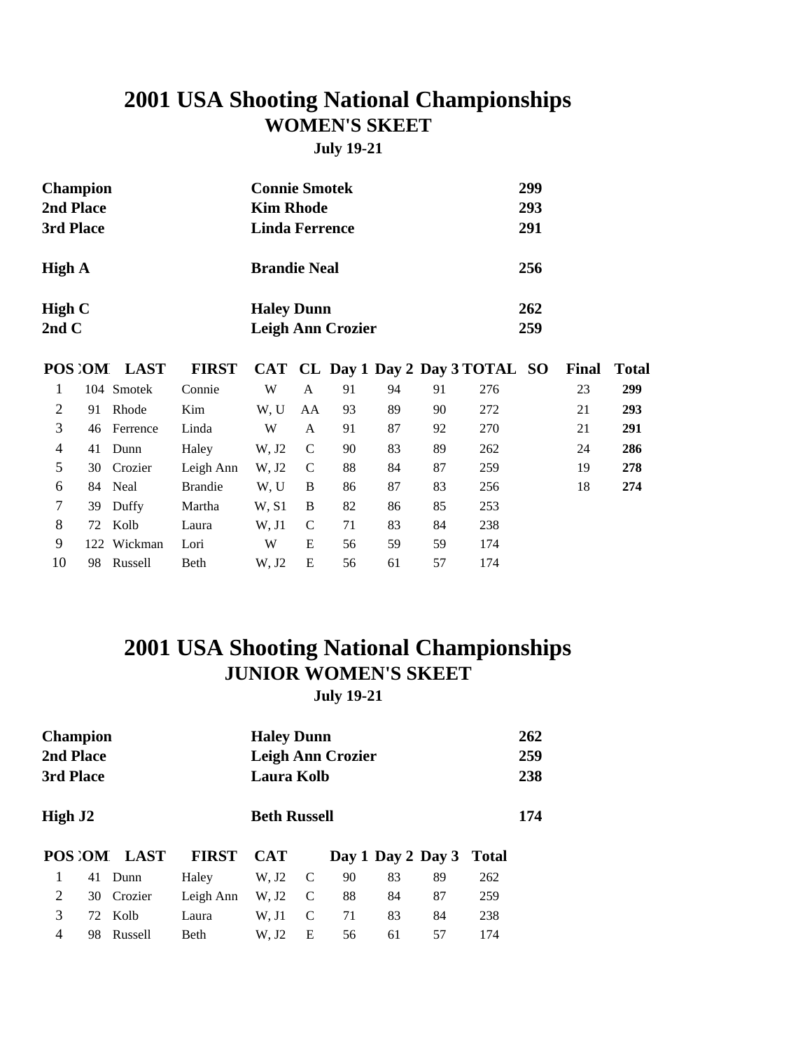# 2001 USA Shooting National Championships

## WOMEN'S SKEET

### July 19-21

| | | |
|---|---|---|
| **Champion** | **Connie Smotek** | **299** |
| **2nd Place** | **Kim Rhode** | **293** |
| **3rd Place** | **Linda Ferrence** | **291** |
| **High A** | **Brandie Neal** | **256** |
| **High C** | **Haley Dunn** | **262** |
| **2nd C** | **Leigh Ann Crozier** | **259** |

| POS | COMP | LAST | FIRST | CAT | CL | Day 1 | Day 2 | Day 3 | TOTAL | SO | Final | Total |
|---|---|---|---|---|---|---|---|---|---|---|---|---|
| 1 | 104 | Smotek | Connie | W | A | 91 | 94 | 91 | 276 | | 23 | **299** |
| 2 | 91 | Rhode | Kim | W, U | AA | 93 | 89 | 90 | 272 | | 21 | **293** |
| 3 | 46 | Ferrence | Linda | W | A | 91 | 87 | 92 | 270 | | 21 | **291** |
| 4 | 41 | Dunn | Haley | W, J2 | C | 90 | 83 | 89 | 262 | | 24 | **286** |
| 5 | 30 | Crozier | Leigh Ann | W, J2 | C | 88 | 84 | 87 | 259 | | 19 | **278** |
| 6 | 84 | Neal | Brandie | W, U | B | 86 | 87 | 83 | 256 | | 18 | **274** |
| 7 | 39 | Duffy | Martha | W, S1 | B | 82 | 86 | 85 | 253 | | | |
| 8 | 72 | Kolb | Laura | W, J1 | C | 71 | 83 | 84 | 238 | | | |
| 9 | 122 | Wickman | Lori | W | E | 56 | 59 | 59 | 174 | | | |
| 10 | 98 | Russell | Beth | W, J2 | E | 56 | 61 | 57 | 174 | | | |

# 2001 USA Shooting National Championships

## JUNIOR WOMEN'S SKEET

### July 19-21

| | | |
|---|---|---|
| **Champion** | **Haley Dunn** | **262** |
| **2nd Place** | **Leigh Ann Crozier** | **259** |
| **3rd Place** | **Laura Kolb** | **238** |
| **High J2** | **Beth Russell** | **174** |

| POS | COMP | LAST | FIRST | CAT | | Day 1 | Day 2 | Day 3 | Total |
|---|---|---|---|---|---|---|---|---|---|
| 1 | 41 | Dunn | Haley | W, J2 | C | 90 | 83 | 89 | 262 |
| 2 | 30 | Crozier | Leigh Ann | W, J2 | C | 88 | 84 | 87 | 259 |
| 3 | 72 | Kolb | Laura | W, J1 | C | 71 | 83 | 84 | 238 |
| 4 | 98 | Russell | Beth | W, J2 | E | 56 | 61 | 57 | 174 |